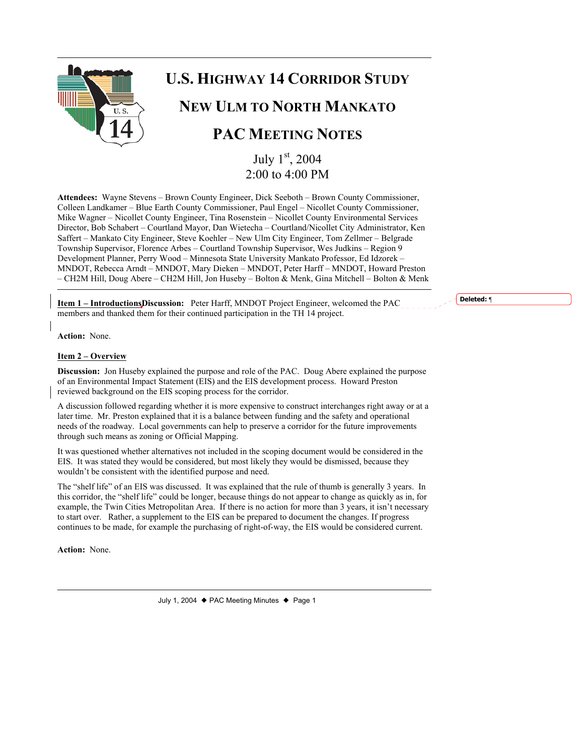# U.S. HIGHWAY 14 CORRIDOR STUDY

## NEW ULM TO NORTH MANKATO

## PAC MEETING NOTES

July 1st, 2004
2:00 to 4:00 PM

**Attendees:** Wayne Stevens – Brown County Engineer, Dick Seeboth – Brown County Commissioner, Colleen Landkamer – Blue Earth County Commissioner, Paul Engel – Nicollet County Commissioner, Mike Wagner – Nicollet County Engineer, Tina Rosenstein – Nicollet County Environmental Services Director, Bob Schabert – Courtland Mayor, Dan Wietecha – Courtland/Nicollet City Administrator, Ken Saffert – Mankato City Engineer, Steve Koehler – New Ulm City Engineer, Tom Zellmer – Belgrade Township Supervisor, Florence Arbes – Courtland Township Supervisor, Wes Judkins – Region 9 Development Planner, Perry Wood – Minnesota State University Mankato Professor, Ed Idzorek – MNDOT, Rebecca Arndt – MNDOT, Mary Dieken – MNDOT, Peter Harff – MNDOT, Howard Preston – CH2M Hill, Doug Abere – CH2M Hill, Jon Huseby – Bolton & Menk, Gina Mitchell – Bolton & Menk

**Item 1 – Introductions**

**Discussion:** Peter Harff, MNDOT Project Engineer, welcomed the PAC members and thanked them for their continued participation in the TH 14 project.

**Action:** None.

**Item 2 – Overview**

**Discussion:** Jon Huseby explained the purpose and role of the PAC. Doug Abere explained the purpose of an Environmental Impact Statement (EIS) and the EIS development process. Howard Preston reviewed background on the EIS scoping process for the corridor.

A discussion followed regarding whether it is more expensive to construct interchanges right away or at a later time. Mr. Preston explained that it is a balance between funding and the safety and operational needs of the roadway. Local governments can help to preserve a corridor for the future improvements through such means as zoning or Official Mapping.

It was questioned whether alternatives not included in the scoping document would be considered in the EIS. It was stated they would be considered, but most likely they would be dismissed, because they wouldn't be consistent with the identified purpose and need.

The "shelf life" of an EIS was discussed. It was explained that the rule of thumb is generally 3 years. In this corridor, the "shelf life" could be longer, because things do not appear to change as quickly as in, for example, the Twin Cities Metropolitan Area. If there is no action for more than 3 years, it isn't necessary to start over. Rather, a supplement to the EIS can be prepared to document the changes. If progress continues to be made, for example the purchasing of right-of-way, the EIS would be considered current.

**Action:** None.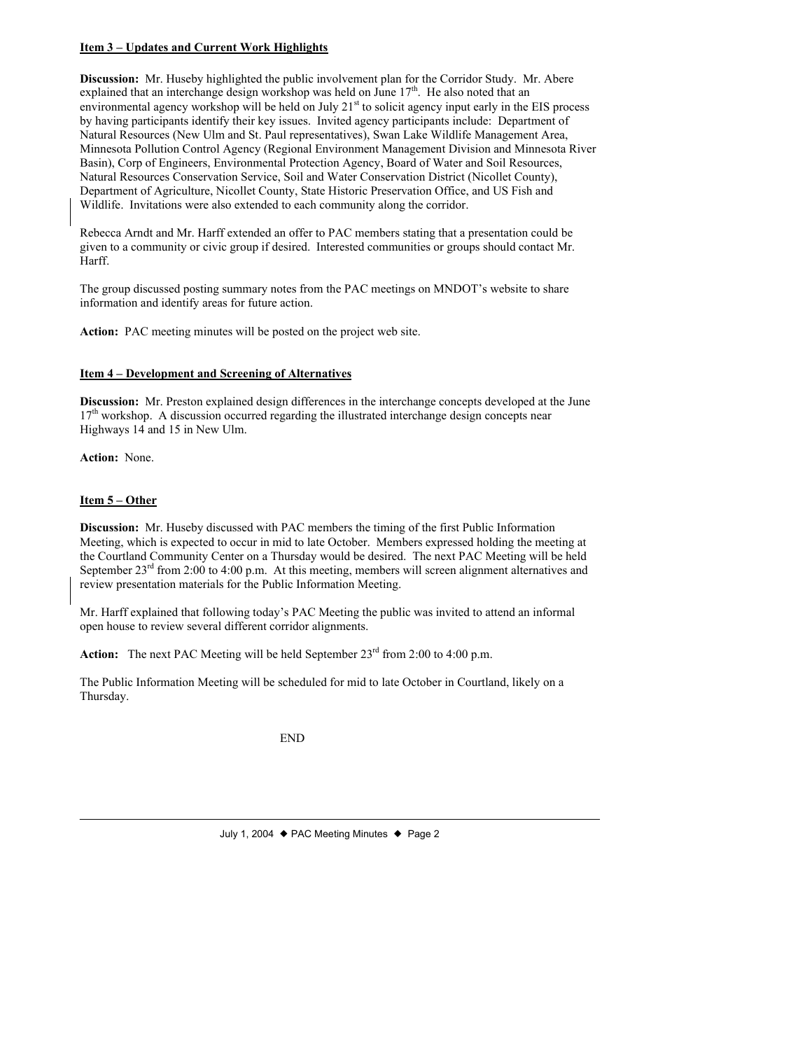**Item 3 – Updates and Current Work Highlights**

**Discussion:** Mr. Huseby highlighted the public involvement plan for the Corridor Study. Mr. Abere explained that an interchange design workshop was held on June 17th. He also noted that an environmental agency workshop will be held on July 21st to solicit agency input early in the EIS process by having participants identify their key issues. Invited agency participants include: Department of Natural Resources (New Ulm and St. Paul representatives), Swan Lake Wildlife Management Area, Minnesota Pollution Control Agency (Regional Environment Management Division and Minnesota River Basin), Corp of Engineers, Environmental Protection Agency, Board of Water and Soil Resources, Natural Resources Conservation Service, Soil and Water Conservation District (Nicollet County), Department of Agriculture, Nicollet County, State Historic Preservation Office, and US Fish and Wildlife. Invitations were also extended to each community along the corridor.

Rebecca Arndt and Mr. Harff extended an offer to PAC members stating that a presentation could be given to a community or civic group if desired. Interested communities or groups should contact Mr. Harff.

The group discussed posting summary notes from the PAC meetings on MNDOT's website to share information and identify areas for future action.

**Action:** PAC meeting minutes will be posted on the project web site.

**Item 4 – Development and Screening of Alternatives**

**Discussion:** Mr. Preston explained design differences in the interchange concepts developed at the June 17th workshop. A discussion occurred regarding the illustrated interchange design concepts near Highways 14 and 15 in New Ulm.

**Action:** None.

**Item 5 – Other**

**Discussion:** Mr. Huseby discussed with PAC members the timing of the first Public Information Meeting, which is expected to occur in mid to late October. Members expressed holding the meeting at the Courtland Community Center on a Thursday would be desired. The next PAC Meeting will be held September 23rd from 2:00 to 4:00 p.m. At this meeting, members will screen alignment alternatives and review presentation materials for the Public Information Meeting.

Mr. Harff explained that following today's PAC Meeting the public was invited to attend an informal open house to review several different corridor alignments.

**Action:** The next PAC Meeting will be held September 23rd from 2:00 to 4:00 p.m.

The Public Information Meeting will be scheduled for mid to late October in Courtland, likely on a Thursday.

END